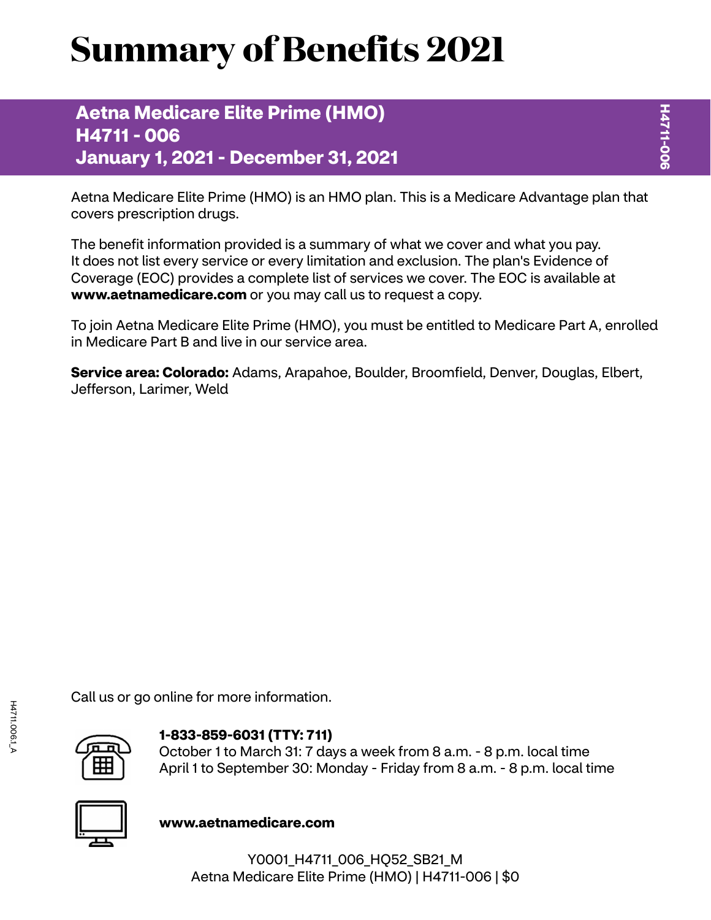# Summary of Benefits 2021

## Aetna Medicare Elite Prime (HMO)
## H4711 - 006
## January 1, 2021 - December 31, 2021

Aetna Medicare Elite Prime (HMO) is an HMO plan. This is a Medicare Advantage plan that covers prescription drugs.

The benefit information provided is a summary of what we cover and what you pay. It does not list every service or every limitation and exclusion. The plan's Evidence of Coverage (EOC) provides a complete list of services we cover. The EOC is available at **www.aetnamedicare.com** or you may call us to request a copy.

To join Aetna Medicare Elite Prime (HMO), you must be entitled to Medicare Part A, enrolled in Medicare Part B and live in our service area.

**Service area: Colorado:** Adams, Arapahoe, Boulder, Broomfield, Denver, Douglas, Elbert, Jefferson, Larimer, Weld

Call us or go online for more information.

**1-833-859-6031 (TTY: 711)**
October 1 to March 31: 7 days a week from 8 a.m. - 8 p.m. local time
April 1 to September 30: Monday - Friday from 8 a.m. - 8 p.m. local time

**www.aetnamedicare.com**

Y0001_H4711_006_HQ52_SB21_M
Aetna Medicare Elite Prime (HMO) | H4711-006 | $0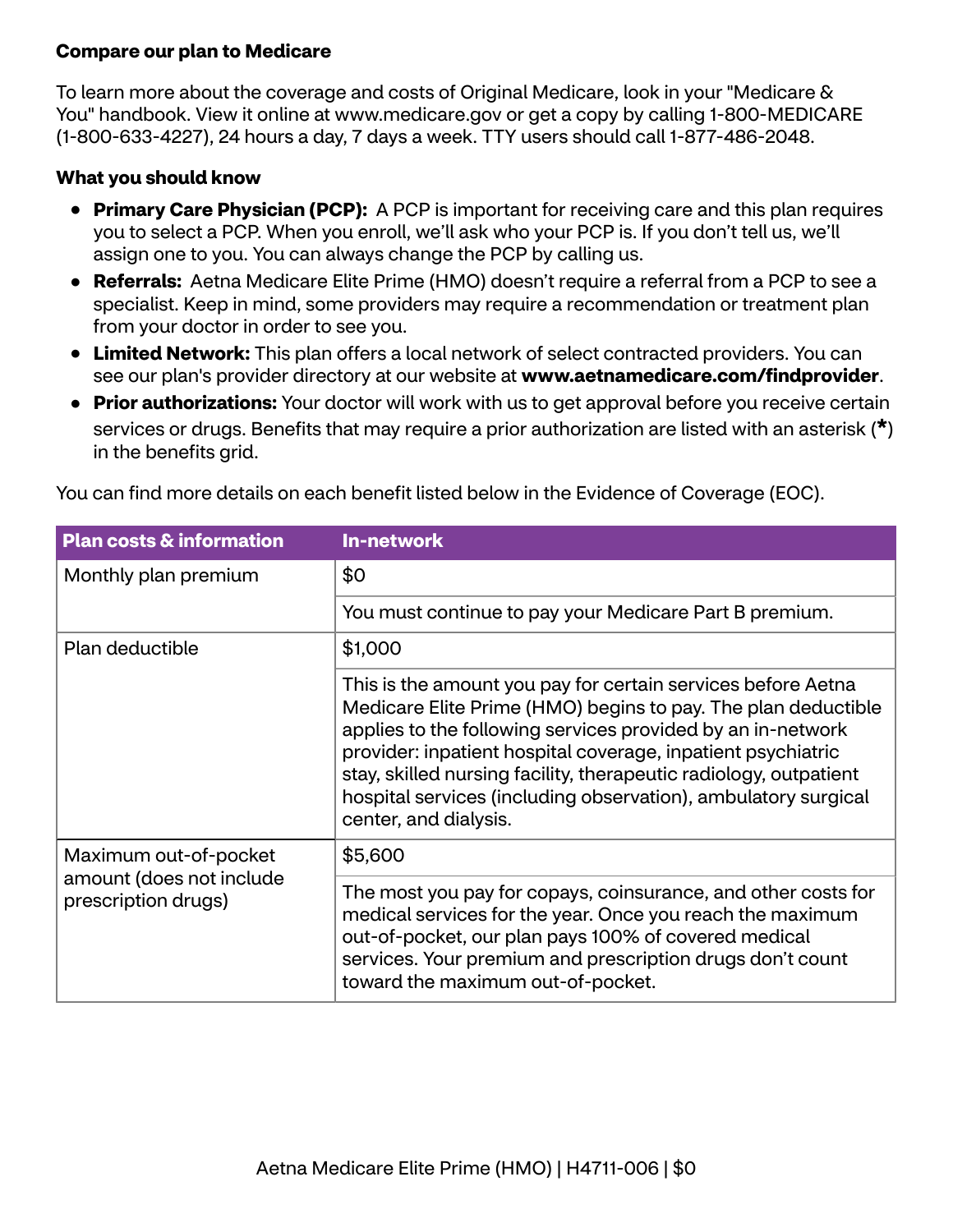**Compare our plan to Medicare**

To learn more about the coverage and costs of Original Medicare, look in your "Medicare & You" handbook. View it online at www.medicare.gov or get a copy by calling 1-800-MEDICARE (1-800-633-4227), 24 hours a day, 7 days a week. TTY users should call 1-877-486-2048.

**What you should know**

- **Primary Care Physician (PCP):** A PCP is important for receiving care and this plan requires you to select a PCP. When you enroll, we'll ask who your PCP is. If you don't tell us, we'll assign one to you. You can always change the PCP by calling us.
- **Referrals:** Aetna Medicare Elite Prime (HMO) doesn't require a referral from a PCP to see a specialist. Keep in mind, some providers may require a recommendation or treatment plan from your doctor in order to see you.
- **Limited Network:** This plan offers a local network of select contracted providers. You can see our plan's provider directory at our website at **www.aetnamedicare.com/findprovider**.
- **Prior authorizations:** Your doctor will work with us to get approval before you receive certain services or drugs. Benefits that may require a prior authorization are listed with an asterisk (**\***) in the benefits grid.

You can find more details on each benefit listed below in the Evidence of Coverage (EOC).

| Plan costs & information | In-network |
|---|---|
| Monthly plan premium | $0 |
| | You must continue to pay your Medicare Part B premium. |
| Plan deductible | $1,000 |
| | This is the amount you pay for certain services before Aetna Medicare Elite Prime (HMO) begins to pay. The plan deductible applies to the following services provided by an in-network provider: inpatient hospital coverage, inpatient psychiatric stay, skilled nursing facility, therapeutic radiology, outpatient hospital services (including observation), ambulatory surgical center, and dialysis. |
| Maximum out-of-pocket amount (does not include prescription drugs) | $5,600 |
| | The most you pay for copays, coinsurance, and other costs for medical services for the year. Once you reach the maximum out-of-pocket, our plan pays 100% of covered medical services. Your premium and prescription drugs don't count toward the maximum out-of-pocket. |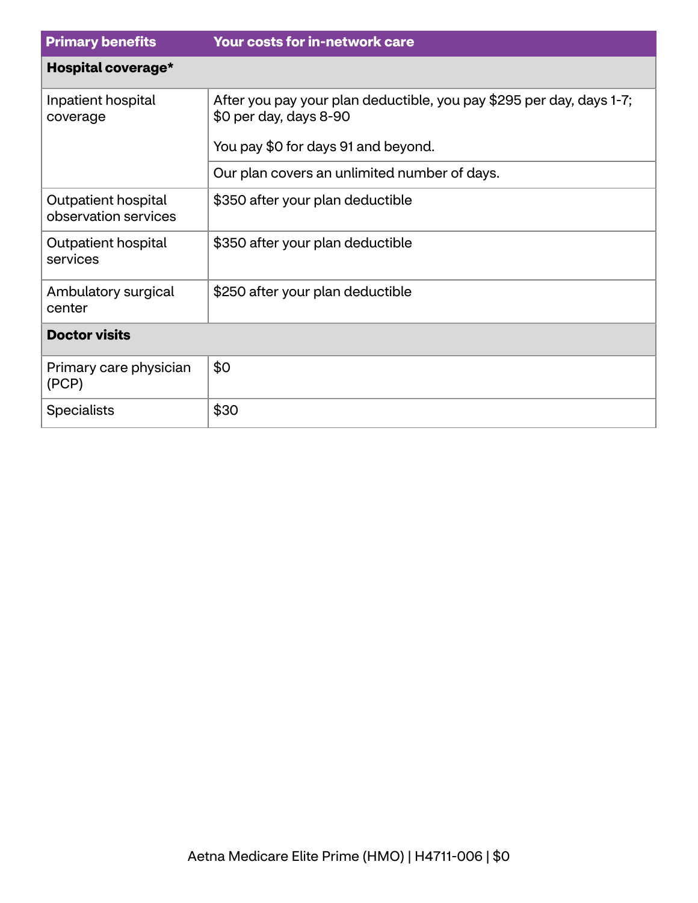| Primary benefits | Your costs for in-network care |
| --- | --- |
| **Hospital coverage*** | |
| Inpatient hospital coverage | After you pay your plan deductible, you pay $295 per day, days 1-7; $0 per day, days 8-90<br><br>You pay $0 for days 91 and beyond. |
| | Our plan covers an unlimited number of days. |
| Outpatient hospital observation services | $350 after your plan deductible |
| Outpatient hospital services | $350 after your plan deductible |
| Ambulatory surgical center | $250 after your plan deductible |
| **Doctor visits** | |
| Primary care physician (PCP) | $0 |
| Specialists | $30 |

Aetna Medicare Elite Prime (HMO) | H4711-006 | $0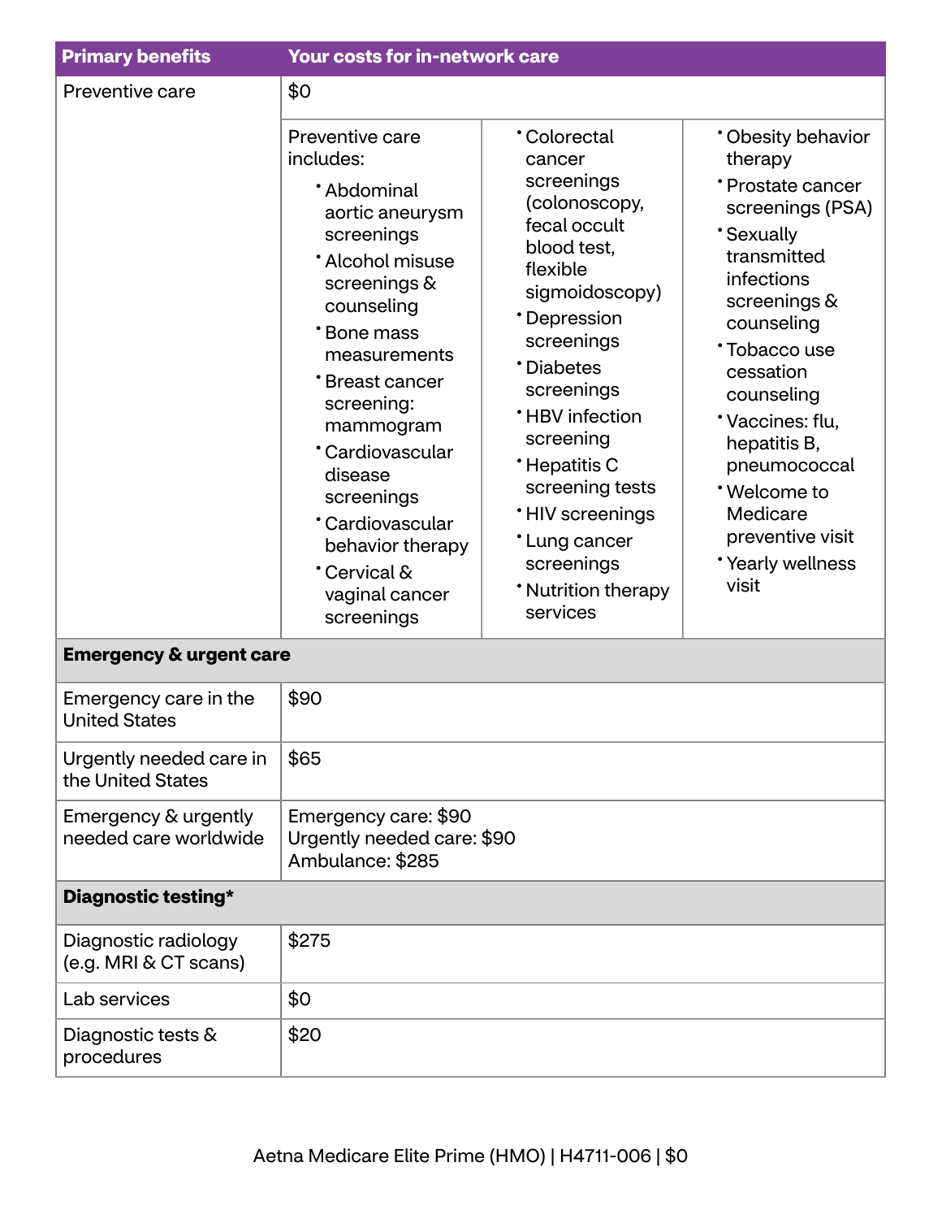| Primary benefits | Your costs for in-network care |
|---|---|
| Preventive care | $0 |
| | Preventive care includes:<br>• Abdominal aortic aneurysm screenings<br>• Alcohol misuse screenings & counseling<br>• Bone mass measurements<br>• Breast cancer screening: mammogram<br>• Cardiovascular disease screenings<br>• Cardiovascular behavior therapy<br>• Cervical & vaginal cancer screenings<br>• Colorectal cancer screenings (colonoscopy, fecal occult blood test, flexible sigmoidoscopy)<br>• Depression screenings<br>• Diabetes screenings<br>• HBV infection screening<br>• Hepatitis C screening tests<br>• HIV screenings<br>• Lung cancer screenings<br>• Nutrition therapy services<br>• Obesity behavior therapy<br>• Prostate cancer screenings (PSA)<br>• Sexually transmitted infections screenings & counseling<br>• Tobacco use cessation counseling<br>• Vaccines: flu, hepatitis B, pneumococcal<br>• Welcome to Medicare preventive visit<br>• Yearly wellness visit |
| **Emergency & urgent care** | |
| Emergency care in the United States | $90 |
| Urgently needed care in the United States | $65 |
| Emergency & urgently needed care worldwide | Emergency care: $90<br>Urgently needed care: $90<br>Ambulance: $285 |
| **Diagnostic testing*** | |
| Diagnostic radiology (e.g. MRI & CT scans) | $275 |
| Lab services | $0 |
| Diagnostic tests & procedures | $20 |

Aetna Medicare Elite Prime (HMO) | H4711-006 | $0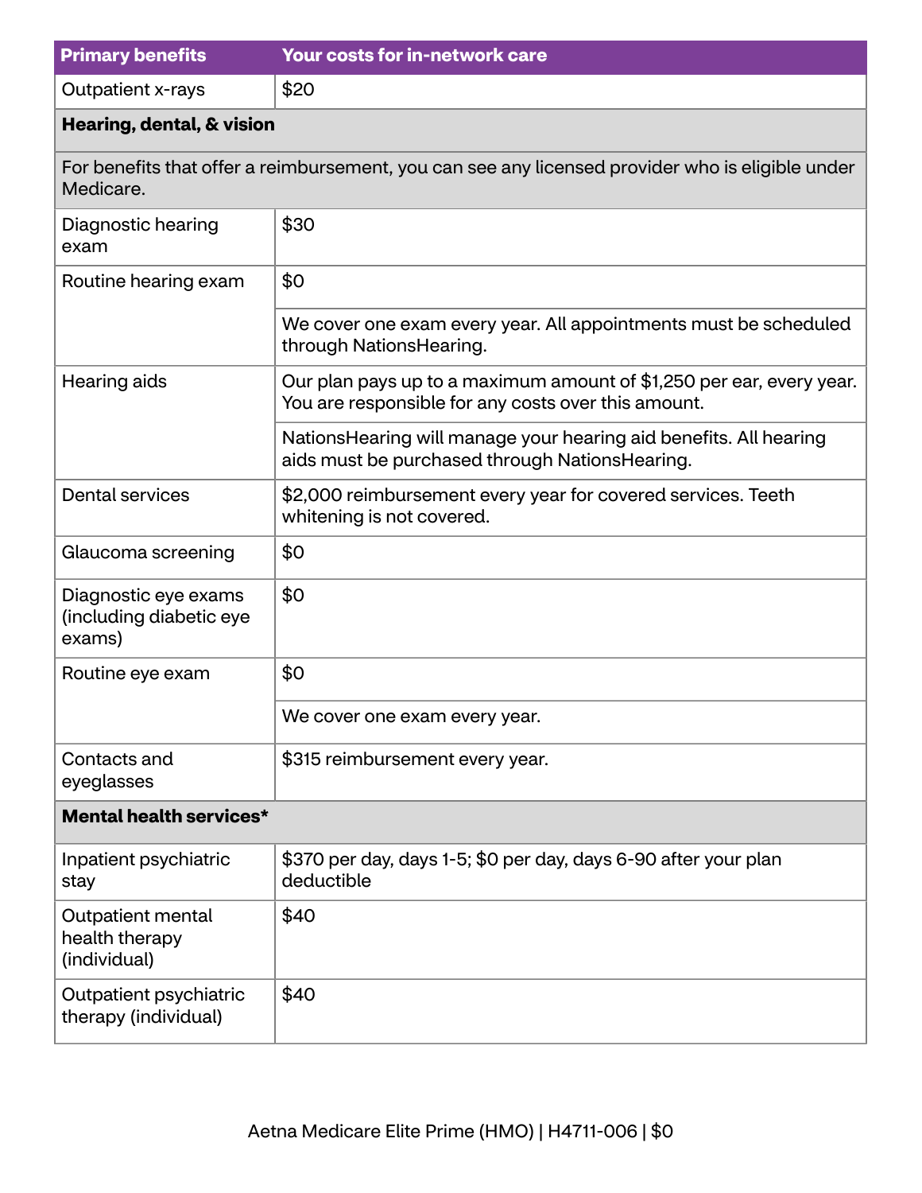| Primary benefits | Your costs for in-network care |
| --- | --- |
| Outpatient x-rays | $20 |
| **Hearing, dental, & vision** | |
| For benefits that offer a reimbursement, you can see any licensed provider who is eligible under Medicare. | |
| Diagnostic hearing exam | $30 |
| Routine hearing exam | $0 |
| | We cover one exam every year. All appointments must be scheduled through NationsHearing. |
| Hearing aids | Our plan pays up to a maximum amount of $1,250 per ear, every year. You are responsible for any costs over this amount. |
| | NationsHearing will manage your hearing aid benefits. All hearing aids must be purchased through NationsHearing. |
| Dental services | $2,000 reimbursement every year for covered services. Teeth whitening is not covered. |
| Glaucoma screening | $0 |
| Diagnostic eye exams (including diabetic eye exams) | $0 |
| Routine eye exam | $0 |
| | We cover one exam every year. |
| Contacts and eyeglasses | $315 reimbursement every year. |
| **Mental health services*** | |
| Inpatient psychiatric stay | $370 per day, days 1-5; $0 per day, days 6-90 after your plan deductible |
| Outpatient mental health therapy (individual) | $40 |
| Outpatient psychiatric therapy (individual) | $40 |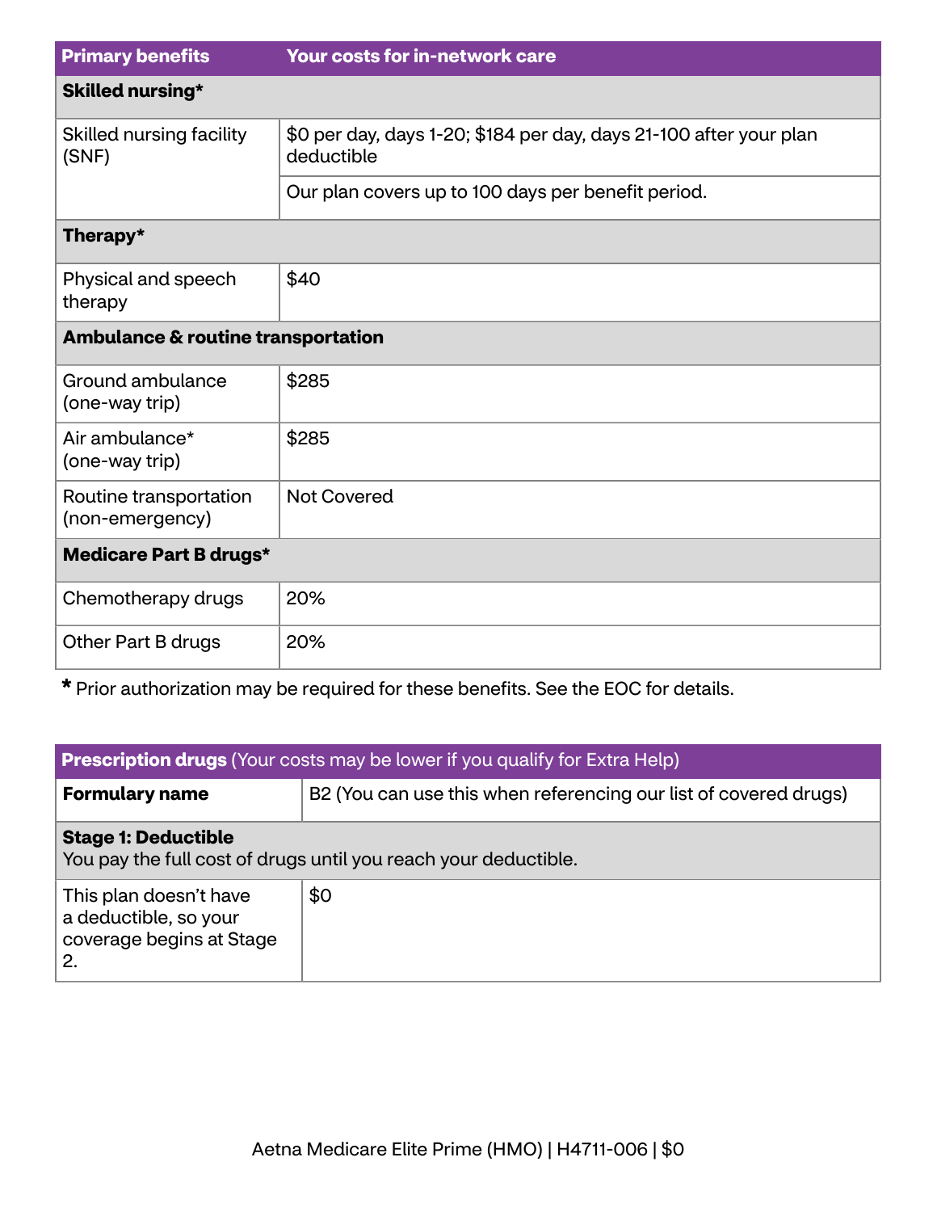| Primary benefits | Your costs for in-network care |
| --- | --- |
| **Skilled nursing*** | |
| Skilled nursing facility (SNF) | $0 per day, days 1-20; $184 per day, days 21-100 after your plan deductible |
| | Our plan covers up to 100 days per benefit period. |
| **Therapy*** | |
| Physical and speech therapy | $40 |
| **Ambulance & routine transportation** | |
| Ground ambulance (one-way trip) | $285 |
| Air ambulance* (one-way trip) | $285 |
| Routine transportation (non-emergency) | Not Covered |
| **Medicare Part B drugs*** | |
| Chemotherapy drugs | 20% |
| Other Part B drugs | 20% |

**\*** Prior authorization may be required for these benefits. See the EOC for details.

| **Prescription drugs** (Your costs may be lower if you qualify for Extra Help) | |
| --- | --- |
| **Formulary name** | B2 (You can use this when referencing our list of covered drugs) |
| **Stage 1: Deductible** You pay the full cost of drugs until you reach your deductible. | |
| This plan doesn't have a deductible, so your coverage begins at Stage 2. | $0 |

Aetna Medicare Elite Prime (HMO) | H4711-006 | $0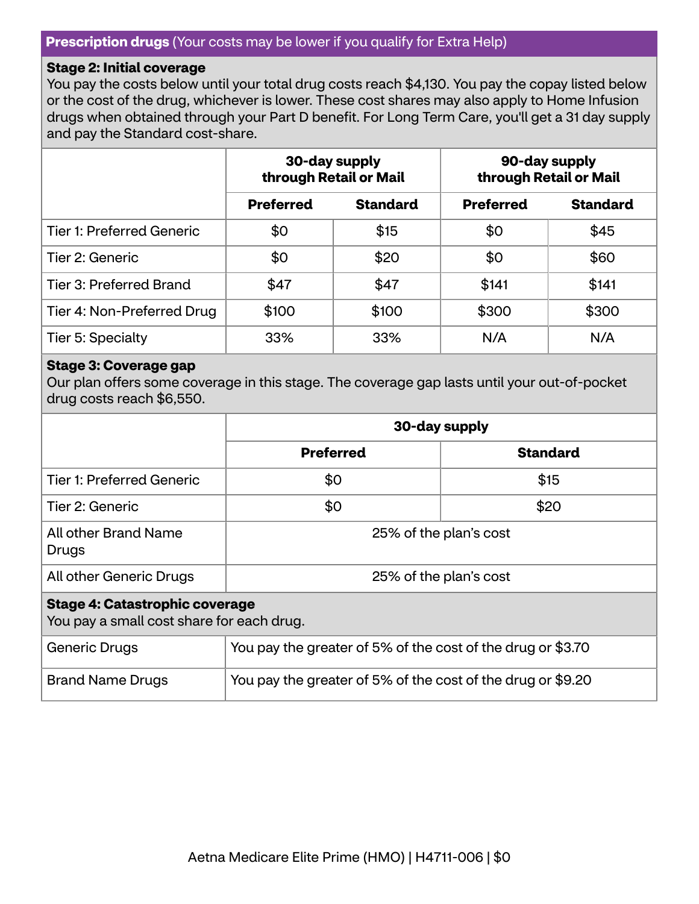## **Prescription drugs** (Your costs may be lower if you qualify for Extra Help)

**Stage 2: Initial coverage**
You pay the costs below until your total drug costs reach $4,130. You pay the copay listed below or the cost of the drug, whichever is lower. These cost shares may also apply to Home Infusion drugs when obtained through your Part D benefit. For Long Term Care, you'll get a 31 day supply and pay the Standard cost-share.

| | 30-day supply through Retail or Mail | | 90-day supply through Retail or Mail | |
|---|---|---|---|---|
| | **Preferred** | **Standard** | **Preferred** | **Standard** |
| Tier 1: Preferred Generic | $0 | $15 | $0 | $45 |
| Tier 2: Generic | $0 | $20 | $0 | $60 |
| Tier 3: Preferred Brand | $47 | $47 | $141 | $141 |
| Tier 4: Non-Preferred Drug | $100 | $100 | $300 | $300 |
| Tier 5: Specialty | 33% | 33% | N/A | N/A |

**Stage 3: Coverage gap**
Our plan offers some coverage in this stage. The coverage gap lasts until your out-of-pocket drug costs reach $6,550.

| | 30-day supply | |
|---|---|---|
| | **Preferred** | **Standard** |
| Tier 1: Preferred Generic | $0 | $15 |
| Tier 2: Generic | $0 | $20 |
| All other Brand Name Drugs | 25% of the plan's cost | |
| All other Generic Drugs | 25% of the plan's cost | |

**Stage 4: Catastrophic coverage**
You pay a small cost share for each drug.

| | |
|---|---|
| Generic Drugs | You pay the greater of 5% of the cost of the drug or $3.70 |
| Brand Name Drugs | You pay the greater of 5% of the cost of the drug or $9.20 |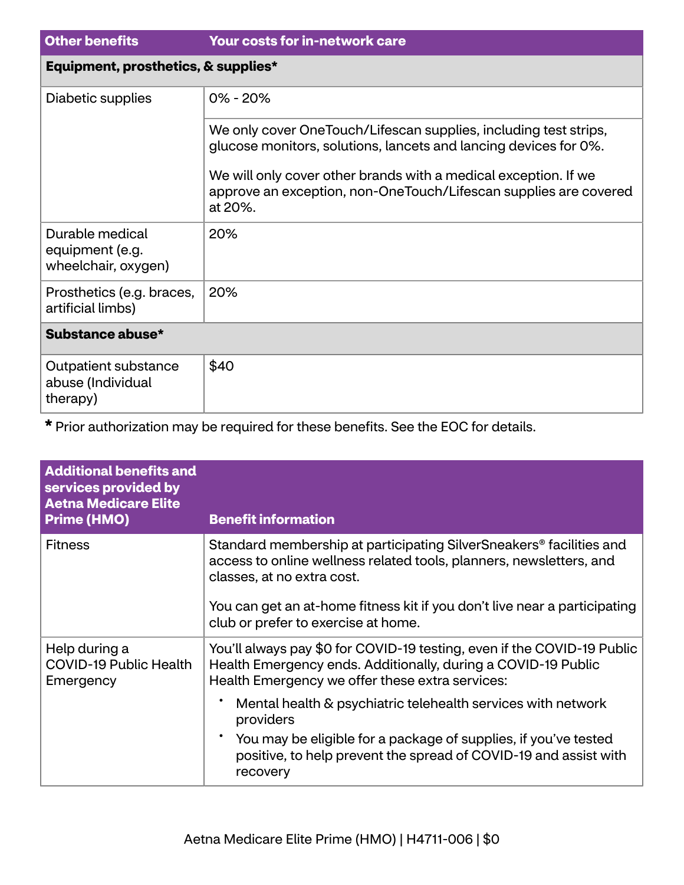| Other benefits | Your costs for in-network care |
|---|---|
| **Equipment, prosthetics, & supplies*** | |
| Diabetic supplies | 0% - 20% |
| | We only cover OneTouch/Lifescan supplies, including test strips, glucose monitors, solutions, lancets and lancing devices for 0%.<br><br>We will only cover other brands with a medical exception. If we approve an exception, non-OneTouch/Lifescan supplies are covered at 20%. |
| Durable medical equipment (e.g. wheelchair, oxygen) | 20% |
| Prosthetics (e.g. braces, artificial limbs) | 20% |
| **Substance abuse*** | |
| Outpatient substance abuse (Individual therapy) | $40 |

* Prior authorization may be required for these benefits. See the EOC for details.

| Additional benefits and services provided by Aetna Medicare Elite Prime (HMO) | Benefit information |
|---|---|
| Fitness | Standard membership at participating SilverSneakers® facilities and access to online wellness related tools, planners, newsletters, and classes, at no extra cost.<br><br>You can get an at-home fitness kit if you don't live near a participating club or prefer to exercise at home. |
| Help during a COVID-19 Public Health Emergency | You'll always pay $0 for COVID-19 testing, even if the COVID-19 Public Health Emergency ends. Additionally, during a COVID-19 Public Health Emergency we offer these extra services:<br>• Mental health & psychiatric telehealth services with network providers<br>• You may be eligible for a package of supplies, if you've tested positive, to help prevent the spread of COVID-19 and assist with recovery |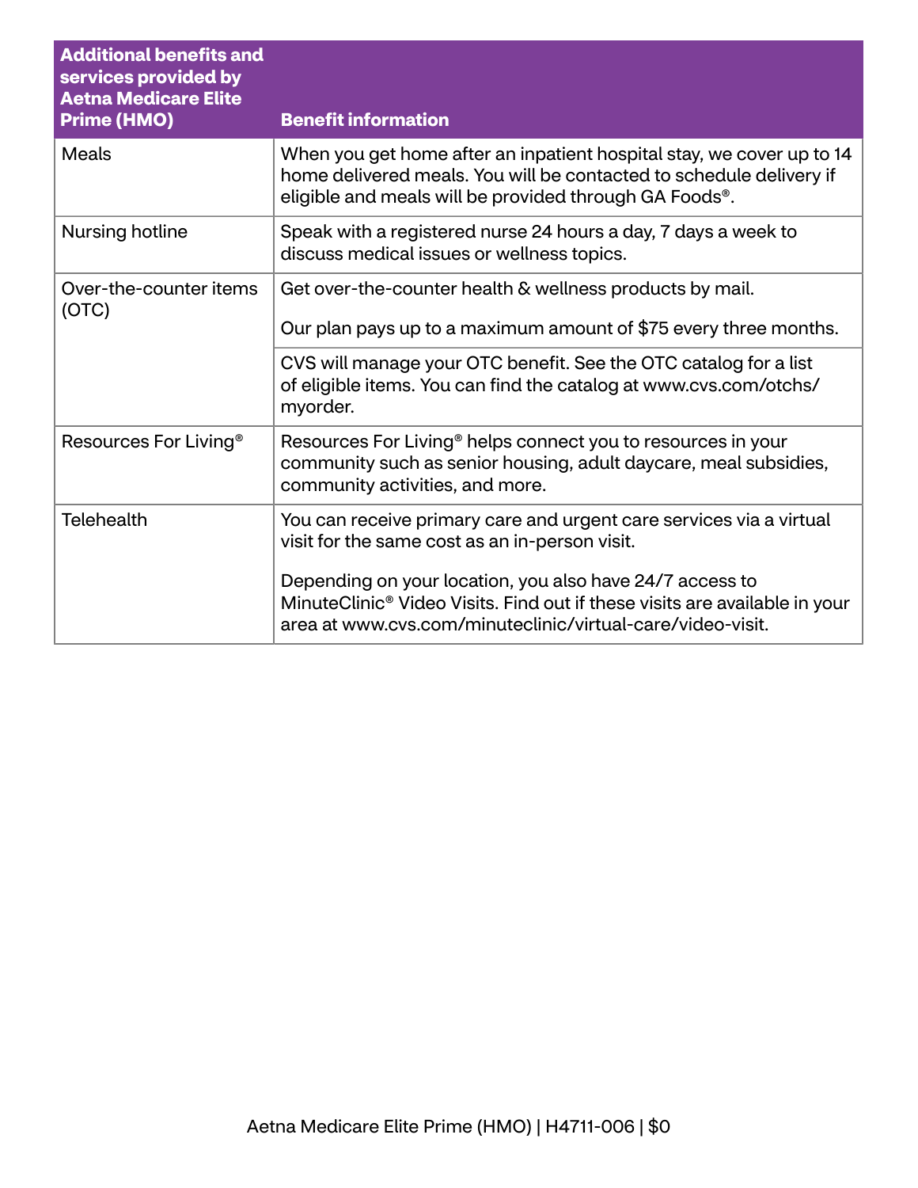| Additional benefits and services provided by Aetna Medicare Elite Prime (HMO) | Benefit information |
|---|---|
| Meals | When you get home after an inpatient hospital stay, we cover up to 14 home delivered meals. You will be contacted to schedule delivery if eligible and meals will be provided through GA Foods®. |
| Nursing hotline | Speak with a registered nurse 24 hours a day, 7 days a week to discuss medical issues or wellness topics. |
| Over-the-counter items (OTC) | Get over-the-counter health & wellness products by mail.<br><br>Our plan pays up to a maximum amount of $75 every three months. |
| | CVS will manage your OTC benefit. See the OTC catalog for a list of eligible items. You can find the catalog at www.cvs.com/otchs/myorder. |
| Resources For Living® | Resources For Living® helps connect you to resources in your community such as senior housing, adult daycare, meal subsidies, community activities, and more. |
| Telehealth | You can receive primary care and urgent care services via a virtual visit for the same cost as an in-person visit.<br><br>Depending on your location, you also have 24/7 access to MinuteClinic® Video Visits. Find out if these visits are available in your area at www.cvs.com/minuteclinic/virtual-care/video-visit. |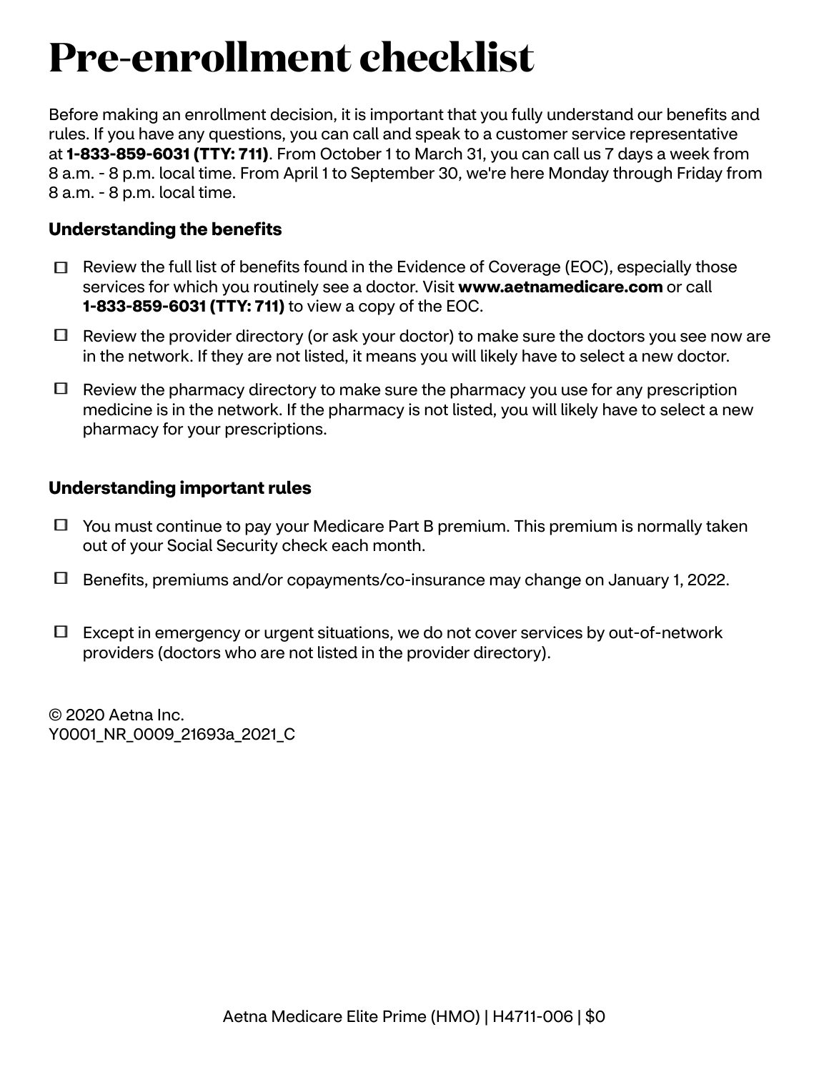# Pre-enrollment checklist

Before making an enrollment decision, it is important that you fully understand our benefits and rules. If you have any questions, you can call and speak to a customer service representative at **1-833-859-6031 (TTY: 711)**. From October 1 to March 31, you can call us 7 days a week from 8 a.m. - 8 p.m. local time. From April 1 to September 30, we're here Monday through Friday from 8 a.m. - 8 p.m. local time.

### Understanding the benefits

- ☐ Review the full list of benefits found in the Evidence of Coverage (EOC), especially those services for which you routinely see a doctor. Visit **www.aetnamedicare.com** or call **1-833-859-6031 (TTY: 711)** to view a copy of the EOC.
- ☐ Review the provider directory (or ask your doctor) to make sure the doctors you see now are in the network. If they are not listed, it means you will likely have to select a new doctor.
- ☐ Review the pharmacy directory to make sure the pharmacy you use for any prescription medicine is in the network. If the pharmacy is not listed, you will likely have to select a new pharmacy for your prescriptions.

### Understanding important rules

- ☐ You must continue to pay your Medicare Part B premium. This premium is normally taken out of your Social Security check each month.
- ☐ Benefits, premiums and/or copayments/co-insurance may change on January 1, 2022.
- ☐ Except in emergency or urgent situations, we do not cover services by out-of-network providers (doctors who are not listed in the provider directory).

© 2020 Aetna Inc.
Y0001_NR_0009_21693a_2021_C

Aetna Medicare Elite Prime (HMO) | H4711-006 | $0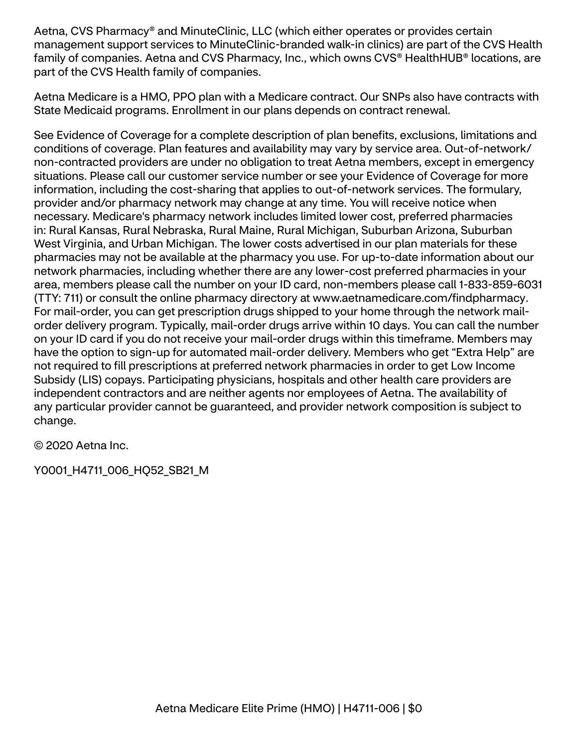Aetna, CVS Pharmacy® and MinuteClinic, LLC (which either operates or provides certain management support services to MinuteClinic-branded walk-in clinics) are part of the CVS Health family of companies. Aetna and CVS Pharmacy, Inc., which owns CVS® HealthHUB® locations, are part of the CVS Health family of companies.

Aetna Medicare is a HMO, PPO plan with a Medicare contract. Our SNPs also have contracts with State Medicaid programs. Enrollment in our plans depends on contract renewal.

See Evidence of Coverage for a complete description of plan benefits, exclusions, limitations and conditions of coverage. Plan features and availability may vary by service area. Out-of-network/non-contracted providers are under no obligation to treat Aetna members, except in emergency situations. Please call our customer service number or see your Evidence of Coverage for more information, including the cost-sharing that applies to out-of-network services. The formulary, provider and/or pharmacy network may change at any time. You will receive notice when necessary. Medicare's pharmacy network includes limited lower cost, preferred pharmacies in: Rural Kansas, Rural Nebraska, Rural Maine, Rural Michigan, Suburban Arizona, Suburban West Virginia, and Urban Michigan. The lower costs advertised in our plan materials for these pharmacies may not be available at the pharmacy you use. For up-to-date information about our network pharmacies, including whether there are any lower-cost preferred pharmacies in your area, members please call the number on your ID card, non-members please call 1-833-859-6031 (TTY: 711) or consult the online pharmacy directory at www.aetnamedicare.com/findpharmacy. For mail-order, you can get prescription drugs shipped to your home through the network mail-order delivery program. Typically, mail-order drugs arrive within 10 days. You can call the number on your ID card if you do not receive your mail-order drugs within this timeframe. Members may have the option to sign-up for automated mail-order delivery. Members who get “Extra Help” are not required to fill prescriptions at preferred network pharmacies in order to get Low Income Subsidy (LIS) copays. Participating physicians, hospitals and other health care providers are independent contractors and are neither agents nor employees of Aetna. The availability of any particular provider cannot be guaranteed, and provider network composition is subject to change.

© 2020 Aetna Inc.

Y0001_H4711_006_HQ52_SB21_M